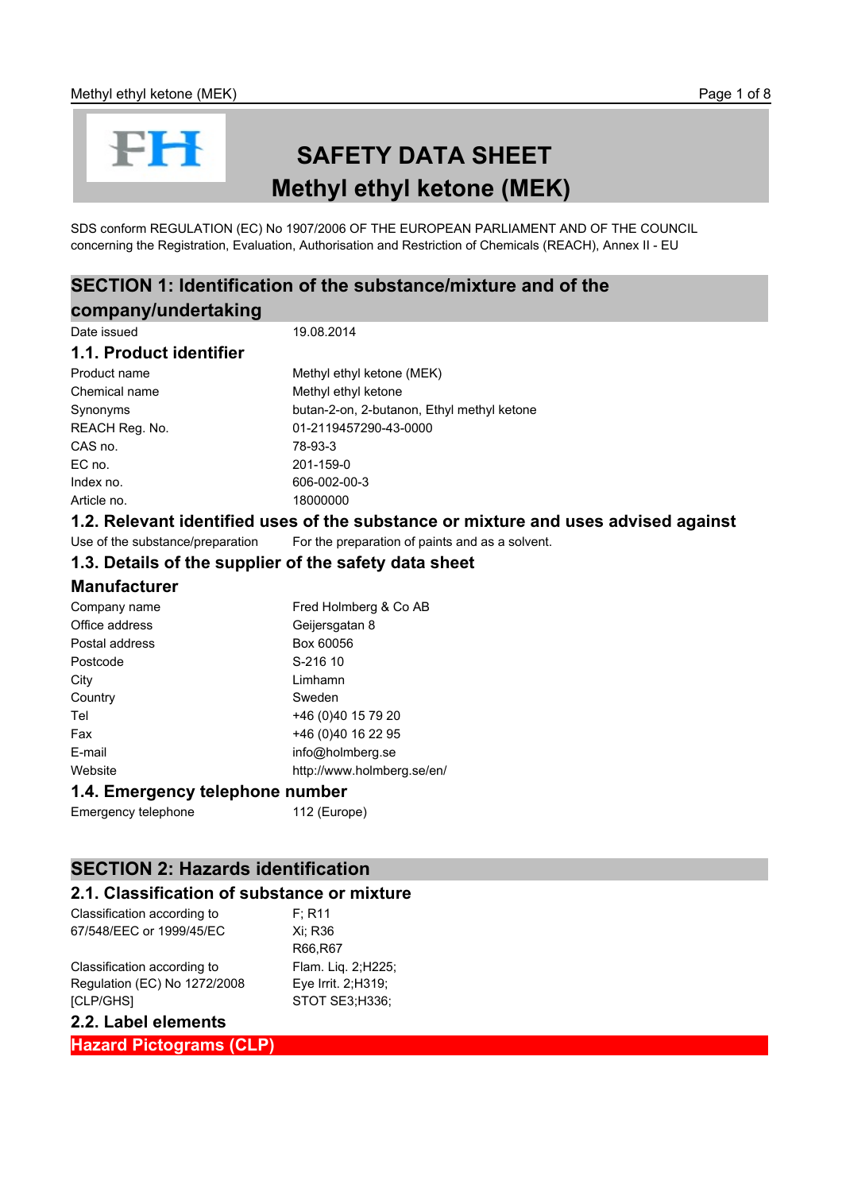# SAFETY DATA SHEET
# Methyl ethyl ketone (MEK)

SDS conform REGULATION (EC) No 1907/2006 OF THE EUROPEAN PARLIAMENT AND OF THE COUNCIL concerning the Registration, Evaluation, Authorisation and Restriction of Chemicals (REACH), Annex II - EU

## SECTION 1: Identification of the substance/mixture and of the company/undertaking

| | |
|---|---|
| Date issued | 19.08.2014 |

### 1.1. Product identifier

| | |
|---|---|
| Product name | Methyl ethyl ketone (MEK) |
| Chemical name | Methyl ethyl ketone |
| Synonyms | butan-2-on, 2-butanon, Ethyl methyl ketone |
| REACH Reg. No. | 01-2119457290-43-0000 |
| CAS no. | 78-93-3 |
| EC no. | 201-159-0 |
| Index no. | 606-002-00-3 |
| Article no. | 18000000 |

### 1.2. Relevant identified uses of the substance or mixture and uses advised against

| | |
|---|---|
| Use of the substance/preparation | For the preparation of paints and as a solvent. |

### 1.3. Details of the supplier of the safety data sheet

### Manufacturer

| | |
|---|---|
| Company name | Fred Holmberg & Co AB |
| Office address | Geijersgatan 8 |
| Postal address | Box 60056 |
| Postcode | S-216 10 |
| City | Limhamn |
| Country | Sweden |
| Tel | +46 (0)40 15 79 20 |
| Fax | +46 (0)40 16 22 95 |
| E-mail | info@holmberg.se |
| Website | http://www.holmberg.se/en/ |

### 1.4. Emergency telephone number

| | |
|---|---|
| Emergency telephone | 112 (Europe) |

## SECTION 2: Hazards identification

### 2.1. Classification of substance or mixture

| | |
|---|---|
| Classification according to 67/548/EEC or 1999/45/EC | F; R11<br>Xi; R36<br>R66,R67 |
| Classification according to Regulation (EC) No 1272/2008 [CLP/GHS] | Flam. Liq. 2;H225;<br>Eye Irrit. 2;H319;<br>STOT SE3;H336; |

### 2.2. Label elements

**Hazard Pictograms (CLP)**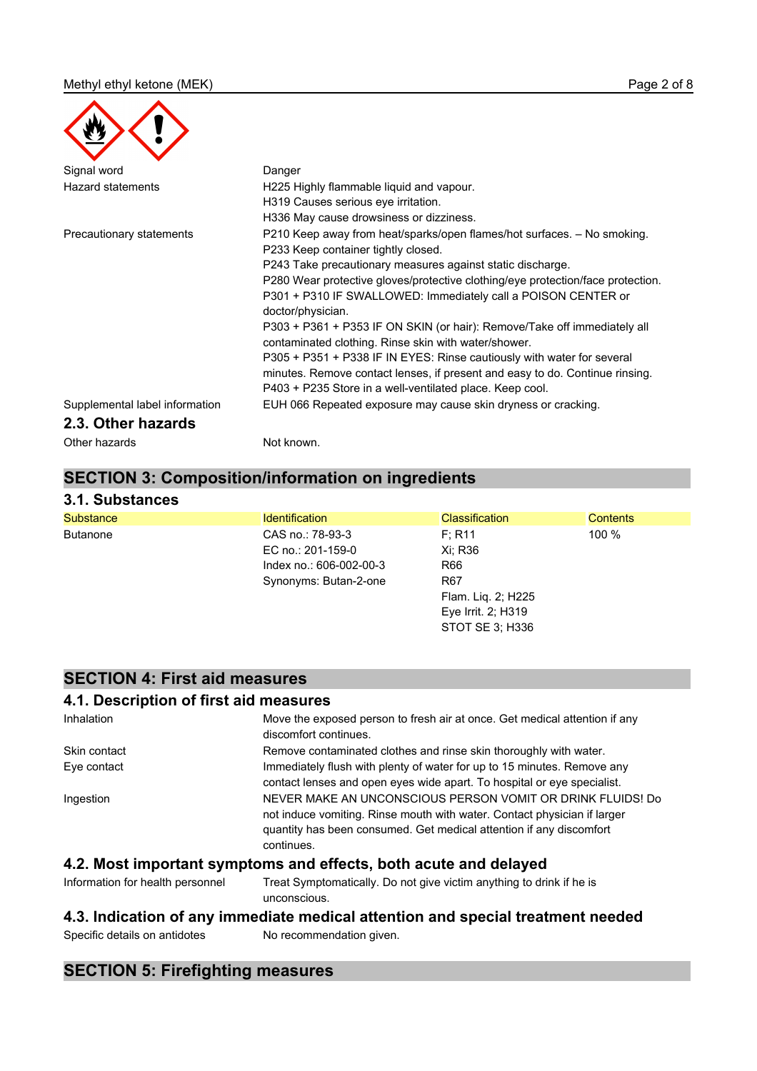| | |
|---|---|
| Signal word | Danger |
| Hazard statements | H225 Highly flammable liquid and vapour.<br>H319 Causes serious eye irritation.<br>H336 May cause drowsiness or dizziness. |
| Precautionary statements | P210 Keep away from heat/sparks/open flames/hot surfaces. – No smoking.<br>P233 Keep container tightly closed.<br>P243 Take precautionary measures against static discharge.<br>P280 Wear protective gloves/protective clothing/eye protection/face protection.<br>P301 + P310 IF SWALLOWED: Immediately call a POISON CENTER or doctor/physician.<br>P303 + P361 + P353 IF ON SKIN (or hair): Remove/Take off immediately all contaminated clothing. Rinse skin with water/shower.<br>P305 + P351 + P338 IF IN EYES: Rinse cautiously with water for several minutes. Remove contact lenses, if present and easy to do. Continue rinsing.<br>P403 + P235 Store in a well-ventilated place. Keep cool. |
| Supplemental label information | EUH 066 Repeated exposure may cause skin dryness or cracking. |

### 2.3. Other hazards

| | |
|---|---|
| Other hazards | Not known. |

## SECTION 3: Composition/information on ingredients

### 3.1. Substances

| Substance | Identification | Classification | Contents |
|---|---|---|---|
| Butanone | CAS no.: 78-93-3<br>EC no.: 201-159-0<br>Index no.: 606-002-00-3<br>Synonyms: Butan-2-one | F; R11<br>Xi; R36<br>R66<br>R67<br>Flam. Liq. 2; H225<br>Eye Irrit. 2; H319<br>STOT SE 3; H336 | 100 % |

## SECTION 4: First aid measures

### 4.1. Description of first aid measures

| | |
|---|---|
| Inhalation | Move the exposed person to fresh air at once. Get medical attention if any discomfort continues. |
| Skin contact | Remove contaminated clothes and rinse skin thoroughly with water. |
| Eye contact | Immediately flush with plenty of water for up to 15 minutes. Remove any contact lenses and open eyes wide apart. To hospital or eye specialist. |
| Ingestion | NEVER MAKE AN UNCONSCIOUS PERSON VOMIT OR DRINK FLUIDS! Do not induce vomiting. Rinse mouth with water. Contact physician if larger quantity has been consumed. Get medical attention if any discomfort continues. |

### 4.2. Most important symptoms and effects, both acute and delayed

| | |
|---|---|
| Information for health personnel | Treat Symptomatically. Do not give victim anything to drink if he is unconscious. |

### 4.3. Indication of any immediate medical attention and special treatment needed

| | |
|---|---|
| Specific details on antidotes | No recommendation given. |

## SECTION 5: Firefighting measures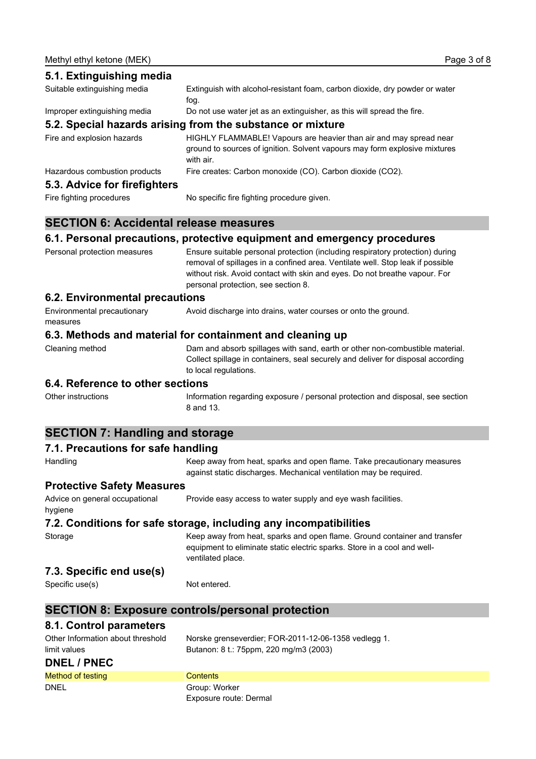### 5.1. Extinguishing media

| | |
|---|---|
| Suitable extinguishing media | Extinguish with alcohol-resistant foam, carbon dioxide, dry powder or water fog. |
| Improper extinguishing media | Do not use water jet as an extinguisher, as this will spread the fire. |

### 5.2. Special hazards arising from the substance or mixture

| | |
|---|---|
| Fire and explosion hazards | HIGHLY FLAMMABLE! Vapours are heavier than air and may spread near ground to sources of ignition. Solvent vapours may form explosive mixtures with air. |
| Hazardous combustion products | Fire creates: Carbon monoxide (CO). Carbon dioxide ($CO_2$). |

### 5.3. Advice for firefighters

| | |
|---|---|
| Fire fighting procedures | No specific fire fighting procedure given. |

## SECTION 6: Accidental release measures

### 6.1. Personal precautions, protective equipment and emergency procedures

| | |
|---|---|
| Personal protection measures | Ensure suitable personal protection (including respiratory protection) during removal of spillages in a confined area. Ventilate well. Stop leak if possible without risk. Avoid contact with skin and eyes. Do not breathe vapour. For personal protection, see section 8. |

### 6.2. Environmental precautions

| | |
|---|---|
| Environmental precautionary measures | Avoid discharge into drains, water courses or onto the ground. |

### 6.3. Methods and material for containment and cleaning up

| | |
|---|---|
| Cleaning method | Dam and absorb spillages with sand, earth or other non-combustible material. Collect spillage in containers, seal securely and deliver for disposal according to local regulations. |

### 6.4. Reference to other sections

| | |
|---|---|
| Other instructions | Information regarding exposure / personal protection and disposal, see section 8 and 13. |

## SECTION 7: Handling and storage

### 7.1. Precautions for safe handling

| | |
|---|---|
| Handling | Keep away from heat, sparks and open flame. Take precautionary measures against static discharges. Mechanical ventilation may be required. |

### Protective Safety Measures

| | |
|---|---|
| Advice on general occupational hygiene | Provide easy access to water supply and eye wash facilities. |

### 7.2. Conditions for safe storage, including any incompatibilities

| | |
|---|---|
| Storage | Keep away from heat, sparks and open flame. Ground container and transfer equipment to eliminate static electric sparks. Store in a cool and well-ventilated place. |

### 7.3. Specific end use(s)

| | |
|---|---|
| Specific use(s) | Not entered. |

## SECTION 8: Exposure controls/personal protection

### 8.1. Control parameters

| | |
|---|---|
| Other Information about threshold limit values | Norske grenseverdier; FOR-2011-12-06-1358 vedlegg 1. Butanon: 8 t.: 75ppm, 220 mg/m3 (2003) |

### DNEL / PNEC

| Method of testing | Contents |
|---|---|
| DNEL | Group: Worker<br>Exposure route: Dermal |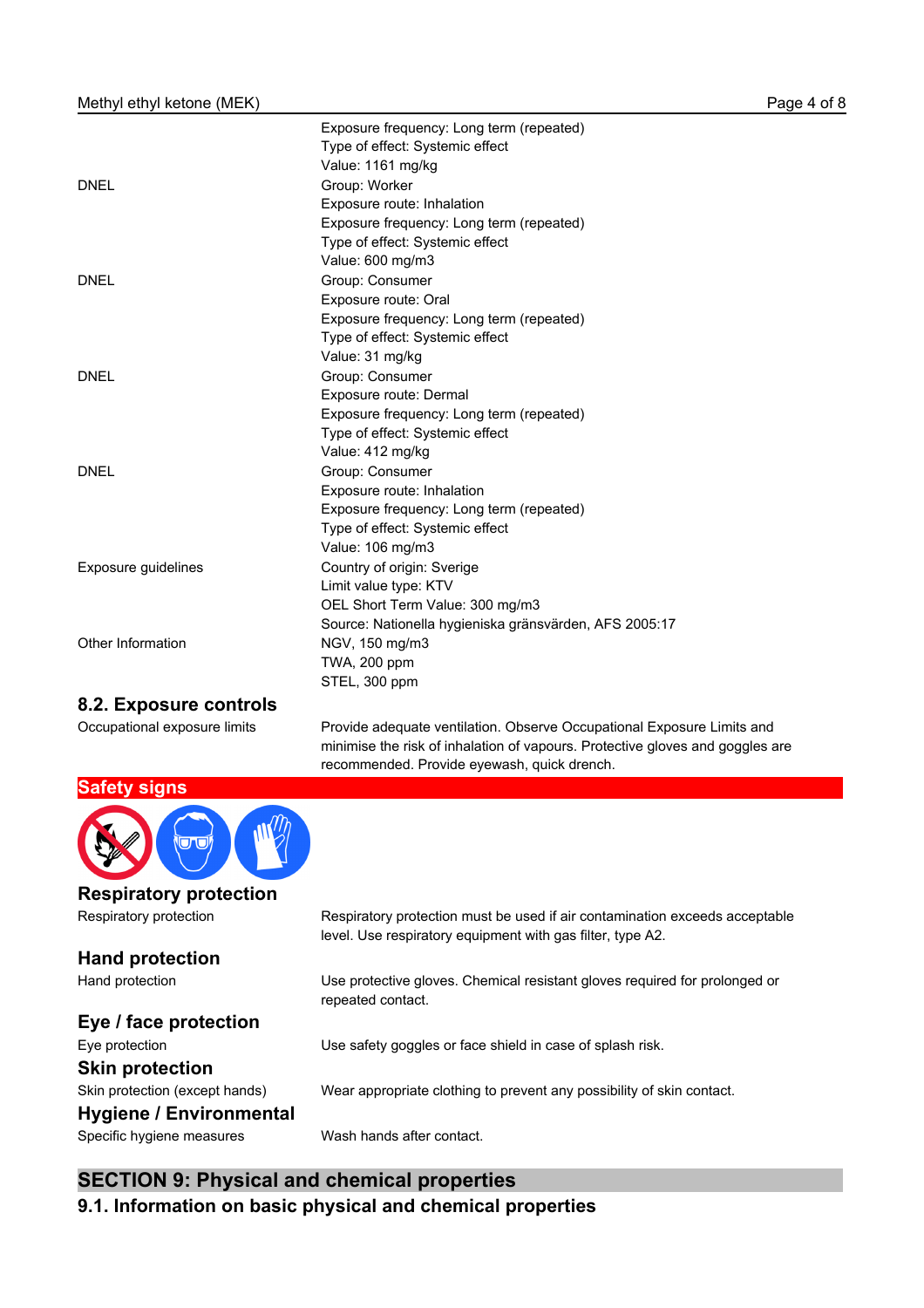| | |
|---|---|
| | Exposure frequency: Long term (repeated)<br>Type of effect: Systemic effect<br>Value: 1161 mg/kg |
| DNEL | Group: Worker<br>Exposure route: Inhalation<br>Exposure frequency: Long term (repeated)<br>Type of effect: Systemic effect<br>Value: 600 mg/m3 |
| DNEL | Group: Consumer<br>Exposure route: Oral<br>Exposure frequency: Long term (repeated)<br>Type of effect: Systemic effect<br>Value: 31 mg/kg |
| DNEL | Group: Consumer<br>Exposure route: Dermal<br>Exposure frequency: Long term (repeated)<br>Type of effect: Systemic effect<br>Value: 412 mg/kg |
| DNEL | Group: Consumer<br>Exposure route: Inhalation<br>Exposure frequency: Long term (repeated)<br>Type of effect: Systemic effect<br>Value: 106 mg/m3 |
| Exposure guidelines | Country of origin: Sverige<br>Limit value type: KTV<br>OEL Short Term Value: 300 mg/m3<br>Source: Nationella hygieniska gränsvärden, AFS 2005:17 |
| Other Information | NGV, 150 mg/m3<br>TWA, 200 ppm<br>STEL, 300 ppm |

## 8.2. Exposure controls

| | |
|---|---|
| Occupational exposure limits | Provide adequate ventilation. Observe Occupational Exposure Limits and minimise the risk of inhalation of vapours. Protective gloves and goggles are recommended. Provide eyewash, quick drench. |

**Safety signs**

### Respiratory protection

| | |
|---|---|
| Respiratory protection | Respiratory protection must be used if air contamination exceeds acceptable level. Use respiratory equipment with gas filter, type A2. |

### Hand protection

| | |
|---|---|
| Hand protection | Use protective gloves. Chemical resistant gloves required for prolonged or repeated contact. |

### Eye / face protection

| | |
|---|---|
| Eye protection | Use safety goggles or face shield in case of splash risk. |

### Skin protection

| | |
|---|---|
| Skin protection (except hands) | Wear appropriate clothing to prevent any possibility of skin contact. |

### Hygiene / Environmental

| | |
|---|---|
| Specific hygiene measures | Wash hands after contact. |

## SECTION 9: Physical and chemical properties

### 9.1. Information on basic physical and chemical properties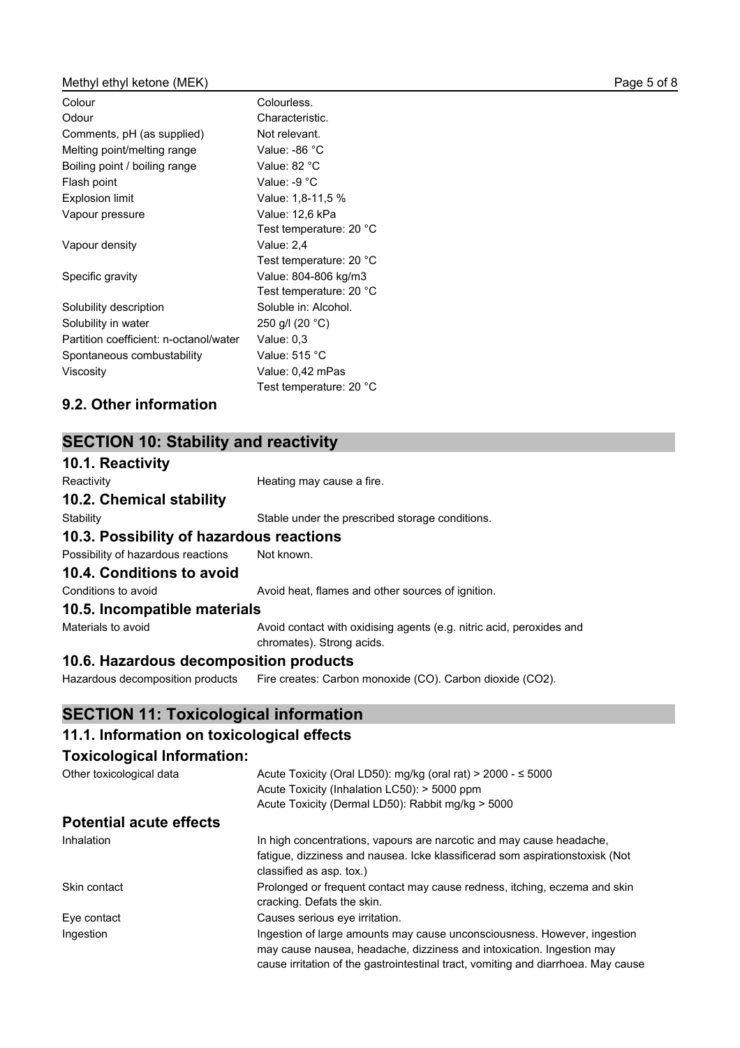| | |
|---|---|
| Colour | Colourless. |
| Odour | Characteristic. |
| Comments, pH (as supplied) | Not relevant. |
| Melting point/melting range | Value: -86 °C |
| Boiling point / boiling range | Value: 82 °C |
| Flash point | Value: -9 °C |
| Explosion limit | Value: 1,8-11,5 % |
| Vapour pressure | Value: 12,6 kPa<br>Test temperature: 20 °C |
| Vapour density | Value: 2,4<br>Test temperature: 20 °C |
| Specific gravity | Value: 804-806 kg/m3<br>Test temperature: 20 °C |
| Solubility description | Soluble in: Alcohol. |
| Solubility in water | 250 g/l (20 °C) |
| Partition coefficient: n-octanol/water | Value: 0,3 |
| Spontaneous combustability | Value: 515 °C |
| Viscosity | Value: 0,42 mPas<br>Test temperature: 20 °C |

### 9.2. Other information

## SECTION 10: Stability and reactivity

### 10.1. Reactivity

Reactivity: Heating may cause a fire.

### 10.2. Chemical stability

Stability: Stable under the prescribed storage conditions.

### 10.3. Possibility of hazardous reactions

Possibility of hazardous reactions: Not known.

### 10.4. Conditions to avoid

Conditions to avoid: Avoid heat, flames and other sources of ignition.

### 10.5. Incompatible materials

Materials to avoid: Avoid contact with oxidising agents (e.g. nitric acid, peroxides and chromates). Strong acids.

### 10.6. Hazardous decomposition products

Hazardous decomposition products: Fire creates: Carbon monoxide (CO). Carbon dioxide (CO2).

## SECTION 11: Toxicological information

### 11.1. Information on toxicological effects

### Toxicological Information:

Other toxicological data:
Acute Toxicity (Oral LD50): mg/kg (oral rat) > 2000 - ≤ 5000
Acute Toxicity (Inhalation LC50): > 5000 ppm
Acute Toxicity (Dermal LD50): Rabbit mg/kg > 5000

### Potential acute effects

| | |
|---|---|
| Inhalation | In high concentrations, vapours are narcotic and may cause headache, fatigue, dizziness and nausea. Icke klassificerad som aspirationstoxisk (Not classified as asp. tox.) |
| Skin contact | Prolonged or frequent contact may cause redness, itching, eczema and skin cracking. Defats the skin. |
| Eye contact | Causes serious eye irritation. |
| Ingestion | Ingestion of large amounts may cause unconsciousness. However, ingestion may cause nausea, headache, dizziness and intoxication. Ingestion may cause irritation of the gastrointestinal tract, vomiting and diarrhoea. May cause |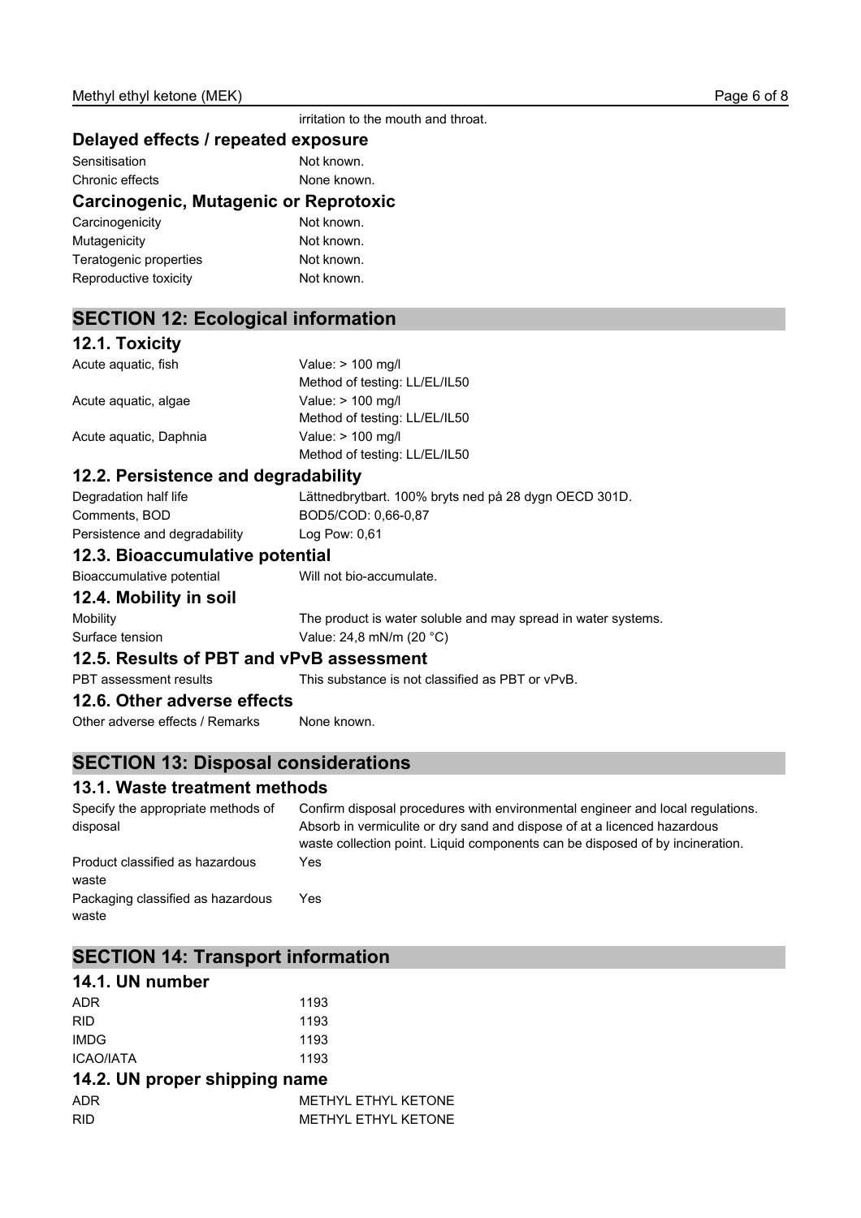irritation to the mouth and throat.

### Delayed effects / repeated exposure

| | |
|---|---|
| Sensitisation | Not known. |
| Chronic effects | None known. |

### Carcinogenic, Mutagenic or Reprotoxic

| | |
|---|---|
| Carcinogenicity | Not known. |
| Mutagenicity | Not known. |
| Teratogenic properties | Not known. |
| Reproductive toxicity | Not known. |

## SECTION 12: Ecological information

### 12.1. Toxicity

| | |
|---|---|
| Acute aquatic, fish | Value: > 100 mg/l<br>Method of testing: LL/EL/IL50 |
| Acute aquatic, algae | Value: > 100 mg/l<br>Method of testing: LL/EL/IL50 |
| Acute aquatic, Daphnia | Value: > 100 mg/l<br>Method of testing: LL/EL/IL50 |

### 12.2. Persistence and degradability

| | |
|---|---|
| Degradation half life | Lättnedbrytbart. 100% bryts ned på 28 dygn OECD 301D. |
| Comments, BOD | BOD5/COD: 0,66-0,87 |
| Persistence and degradability | Log Pow: 0,61 |

### 12.3. Bioaccumulative potential

| | |
|---|---|
| Bioaccumulative potential | Will not bio-accumulate. |

### 12.4. Mobility in soil

| | |
|---|---|
| Mobility | The product is water soluble and may spread in water systems. |
| Surface tension | Value: 24,8 mN/m (20 °C) |

### 12.5. Results of PBT and vPvB assessment

| | |
|---|---|
| PBT assessment results | This substance is not classified as PBT or vPvB. |

### 12.6. Other adverse effects

| | |
|---|---|
| Other adverse effects / Remarks | None known. |

## SECTION 13: Disposal considerations

### 13.1. Waste treatment methods

| | |
|---|---|
| Specify the appropriate methods of disposal | Confirm disposal procedures with environmental engineer and local regulations. Absorb in vermiculite or dry sand and dispose of at a licenced hazardous waste collection point. Liquid components can be disposed of by incineration. |
| Product classified as hazardous waste | Yes |
| Packaging classified as hazardous waste | Yes |

## SECTION 14: Transport information

### 14.1. UN number

| | |
|---|---|
| ADR | 1193 |
| RID | 1193 |
| IMDG | 1193 |
| ICAO/IATA | 1193 |

### 14.2. UN proper shipping name

| | |
|---|---|
| ADR | METHYL ETHYL KETONE |
| RID | METHYL ETHYL KETONE |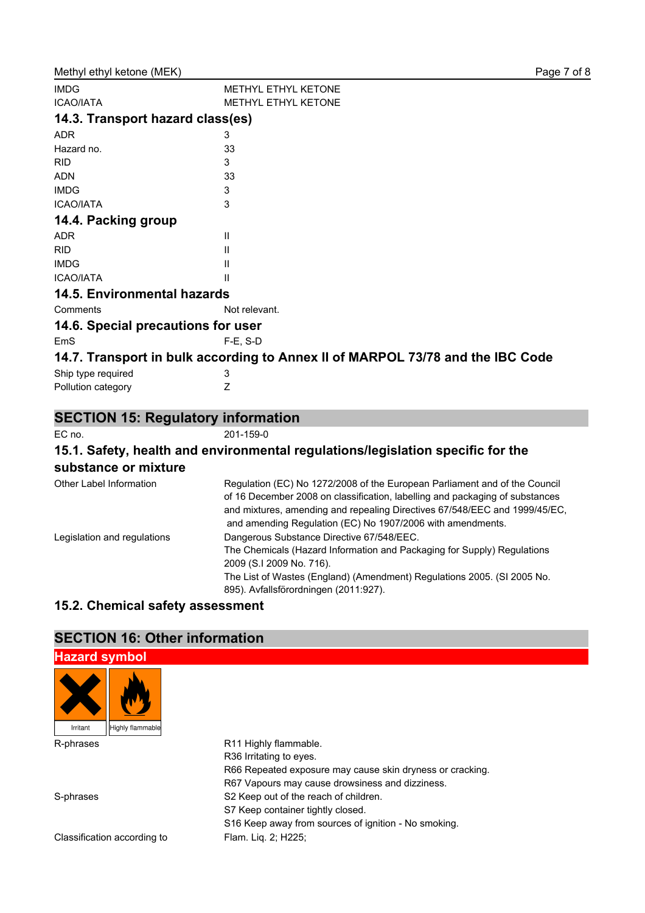| | |
|---|---|
| IMDG | METHYL ETHYL KETONE |
| ICAO/IATA | METHYL ETHYL KETONE |

### 14.3. Transport hazard class(es)

| | |
|---|---|
| ADR | 3 |
| Hazard no. | 33 |
| RID | 3 |
| ADN | 33 |
| IMDG | 3 |
| ICAO/IATA | 3 |

### 14.4. Packing group

| | |
|---|---|
| ADR | II |
| RID | II |
| IMDG | II |
| ICAO/IATA | II |

### 14.5. Environmental hazards

| | |
|---|---|
| Comments | Not relevant. |

### 14.6. Special precautions for user

| | |
|---|---|
| EmS | F-E, S-D |

### 14.7. Transport in bulk according to Annex II of MARPOL 73/78 and the IBC Code

| | |
|---|---|
| Ship type required | 3 |
| Pollution category | Z |

## SECTION 15: Regulatory information

| | |
|---|---|
| EC no. | 201-159-0 |

### 15.1. Safety, health and environmental regulations/legislation specific for the substance or mixture

| | |
|---|---|
| Other Label Information | Regulation (EC) No 1272/2008 of the European Parliament and of the Council of 16 December 2008 on classification, labelling and packaging of substances and mixtures, amending and repealing Directives 67/548/EEC and 1999/45/EC, and amending Regulation (EC) No 1907/2006 with amendments. |
| Legislation and regulations | Dangerous Substance Directive 67/548/EEC. The Chemicals (Hazard Information and Packaging for Supply) Regulations 2009 (S.I 2009 No. 716). The List of Wastes (England) (Amendment) Regulations 2005. (SI 2005 No. 895). Avfallsförordningen (2011:927). |

### 15.2. Chemical safety assessment

## SECTION 16: Other information

### Hazard symbol

Irritant

Highly flammable

| | |
|---|---|
| R-phrases | R11 Highly flammable.<br>R36 Irritating to eyes.<br>R66 Repeated exposure may cause skin dryness or cracking.<br>R67 Vapours may cause drowsiness and dizziness. |
| S-phrases | S2 Keep out of the reach of children.<br>S7 Keep container tightly closed.<br>S16 Keep away from sources of ignition - No smoking. |
| Classification according to | Flam. Liq. 2; H225; |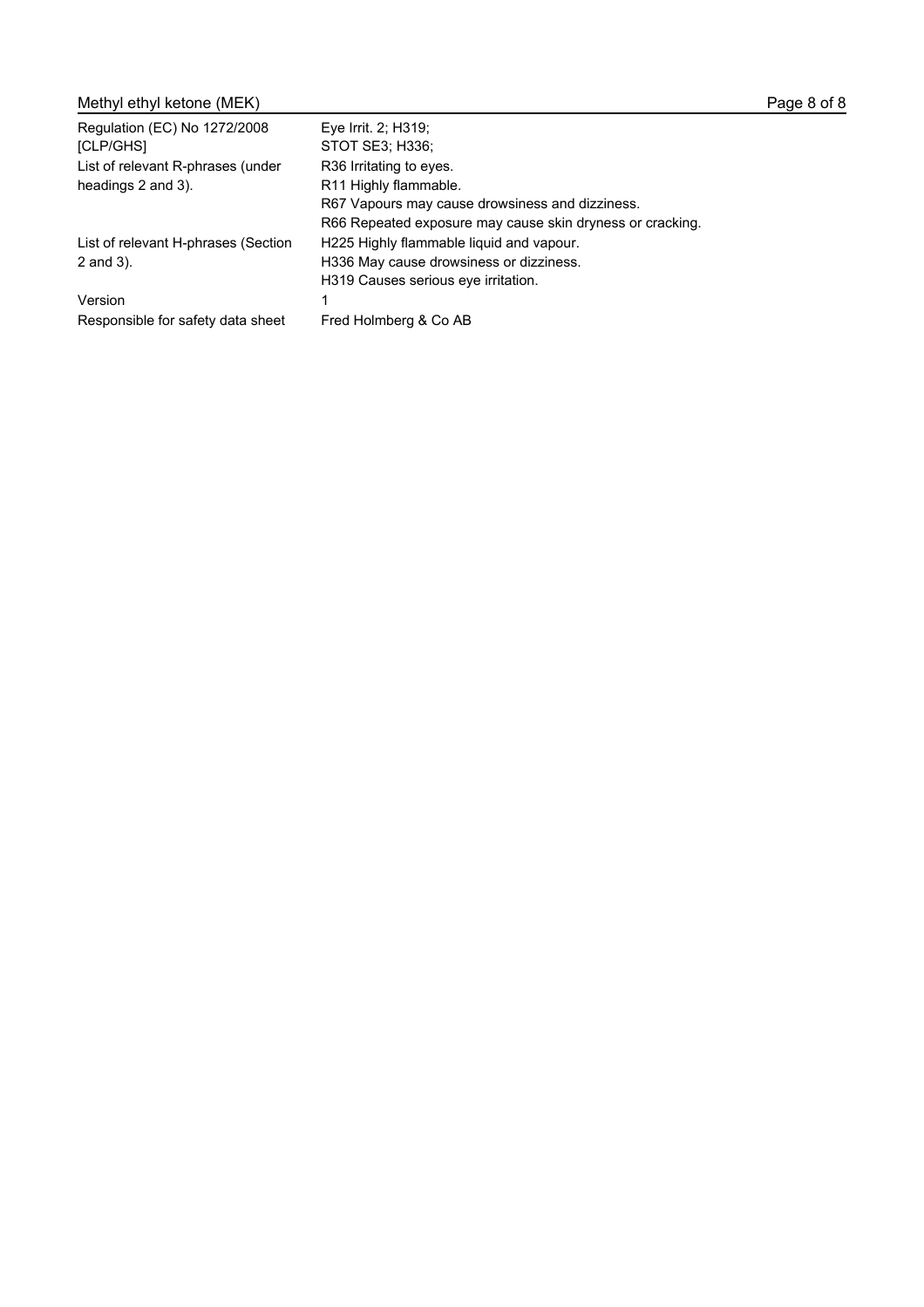| | |
|---|---|
| Regulation (EC) No 1272/2008 [CLP/GHS] | Eye Irrit. 2; H319;<br>STOT SE3; H336; |
| List of relevant R-phrases (under headings 2 and 3). | R36 Irritating to eyes.<br>R11 Highly flammable.<br>R67 Vapours may cause drowsiness and dizziness.<br>R66 Repeated exposure may cause skin dryness or cracking. |
| List of relevant H-phrases (Section 2 and 3). | H225 Highly flammable liquid and vapour.<br>H336 May cause drowsiness or dizziness.<br>H319 Causes serious eye irritation. |
| Version | 1 |
| Responsible for safety data sheet | Fred Holmberg & Co AB |